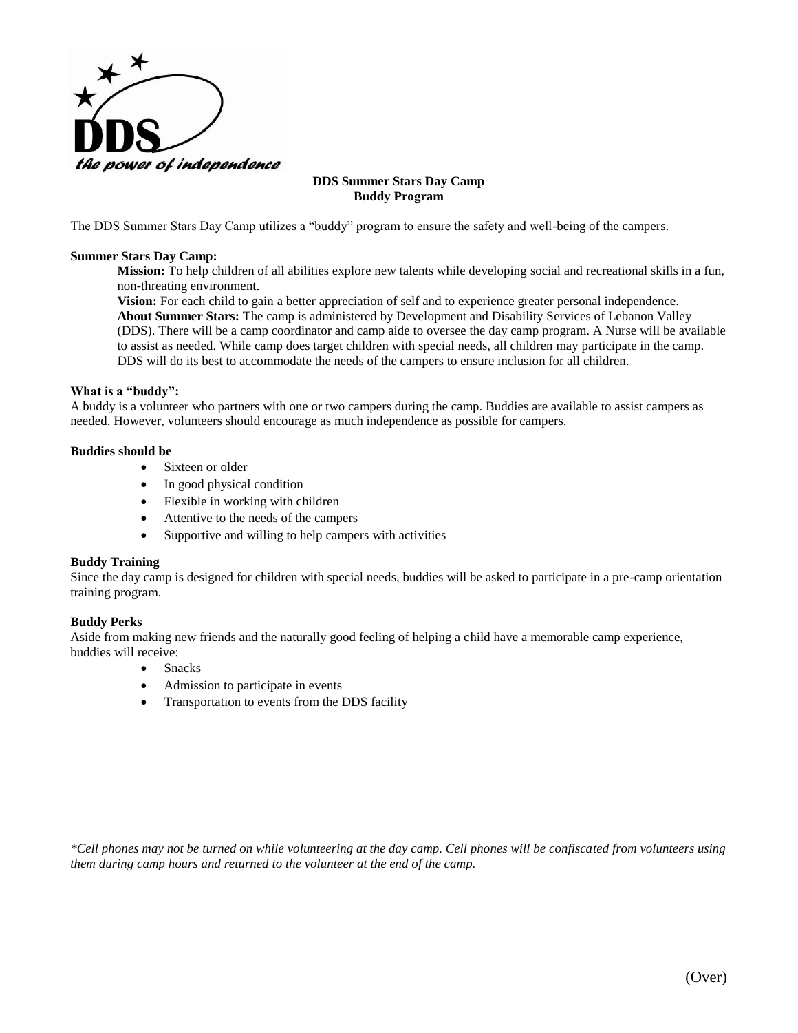DDS

*the power of independence*

# DDS Summer Stars Day Camp
## Buddy Program

The DDS Summer Stars Day Camp utilizes a "buddy" program to ensure the safety and well-being of the campers.

**Summer Stars Day Camp:**

**Mission:** To help children of all abilities explore new talents while developing social and recreational skills in a fun, non-threating environment.

**Vision:** For each child to gain a better appreciation of self and to experience greater personal independence.

**About Summer Stars:** The camp is administered by Development and Disability Services of Lebanon Valley (DDS). There will be a camp coordinator and camp aide to oversee the day camp program. A Nurse will be available to assist as needed. While camp does target children with special needs, all children may participate in the camp. DDS will do its best to accommodate the needs of the campers to ensure inclusion for all children.

**What is a "buddy":**

A buddy is a volunteer who partners with one or two campers during the camp. Buddies are available to assist campers as needed. However, volunteers should encourage as much independence as possible for campers.

**Buddies should be**

- Sixteen or older
- In good physical condition
- Flexible in working with children
- Attentive to the needs of the campers
- Supportive and willing to help campers with activities

**Buddy Training**

Since the day camp is designed for children with special needs, buddies will be asked to participate in a pre-camp orientation training program.

**Buddy Perks**

Aside from making new friends and the naturally good feeling of helping a child have a memorable camp experience, buddies will receive:

- Snacks
- Admission to participate in events
- Transportation to events from the DDS facility

*\*Cell phones may not be turned on while volunteering at the day camp. Cell phones will be confiscated from volunteers using them during camp hours and returned to the volunteer at the end of the camp.*

(Over)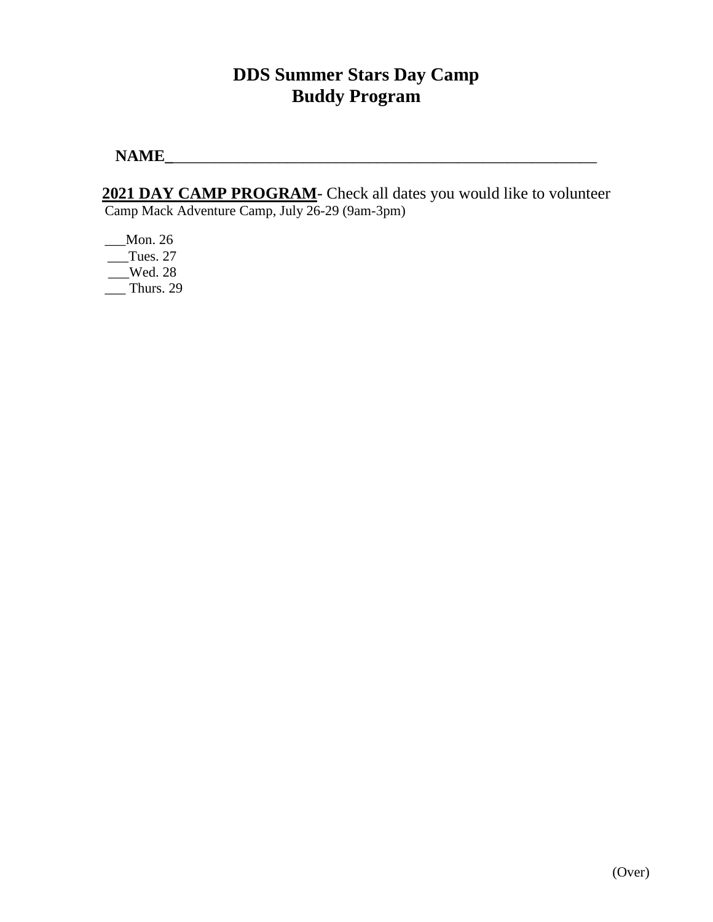# DDS Summer Stars Day Camp
# Buddy Program

**NAME**______________________________________________________

**2021 DAY CAMP PROGRAM**- Check all dates you would like to volunteer

Camp Mack Adventure Camp, July 26-29 (9am-3pm)

___Mon. 26

___Tues. 27

___Wed. 28

___ Thurs. 29

(Over)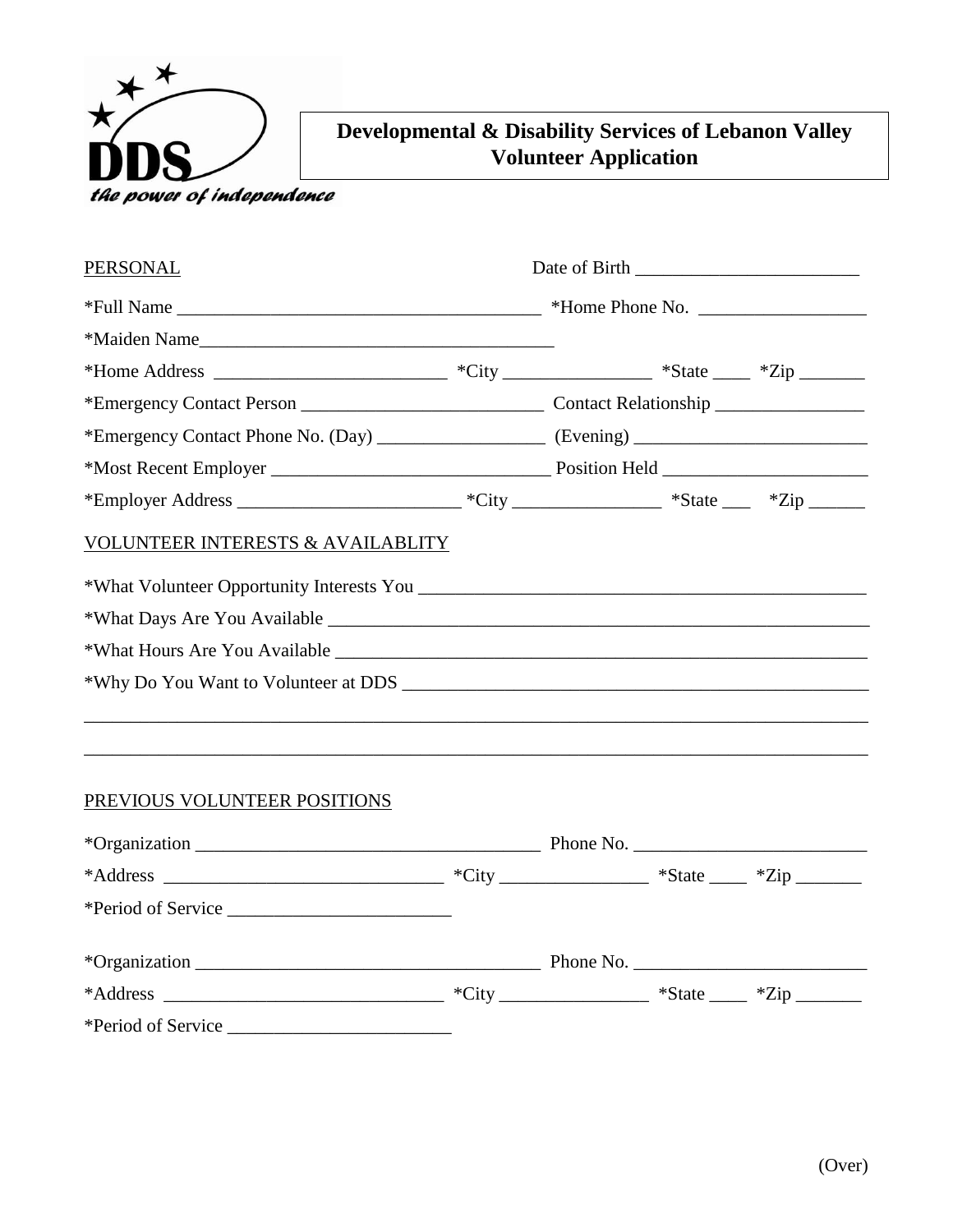DDS

*the power of independence*

# Developmental & Disability Services of Lebanon Valley
# Volunteer Application

PERSONAL

Date of Birth ________________________

*Full Name ______________________________________ *Home Phone No. __________________

*Maiden Name______________________________________

*Home Address ________________________ *City ________________ *State ____ *Zip _______

*Emergency Contact Person __________________________ Contact Relationship ________________

*Emergency Contact Phone No. (Day) _________________ (Evening) ________________________

*Most Recent Employer ______________________________ Position Held ______________________

*Employer Address ________________________ *City ________________ *State ___ *Zip ______

VOLUNTEER INTERESTS & AVAILABLITY

*What Volunteer Opportunity Interests You ________________________________________________

*What Days Are You Available ___________________________________________________________

*What Hours Are You Available __________________________________________________________

*Why Do You Want to Volunteer at DDS ___________________________________________________

______________________________________________________________________________________

______________________________________________________________________________________

PREVIOUS VOLUNTEER POSITIONS

*Organization _____________________________________ Phone No. _________________________

*Address _____________________________ *City ________________ *State ____ *Zip _______

*Period of Service ________________________

*Organization _____________________________________ Phone No. _________________________

*Address _____________________________ *City ________________ *State ____ *Zip _______

*Period of Service ________________________

(Over)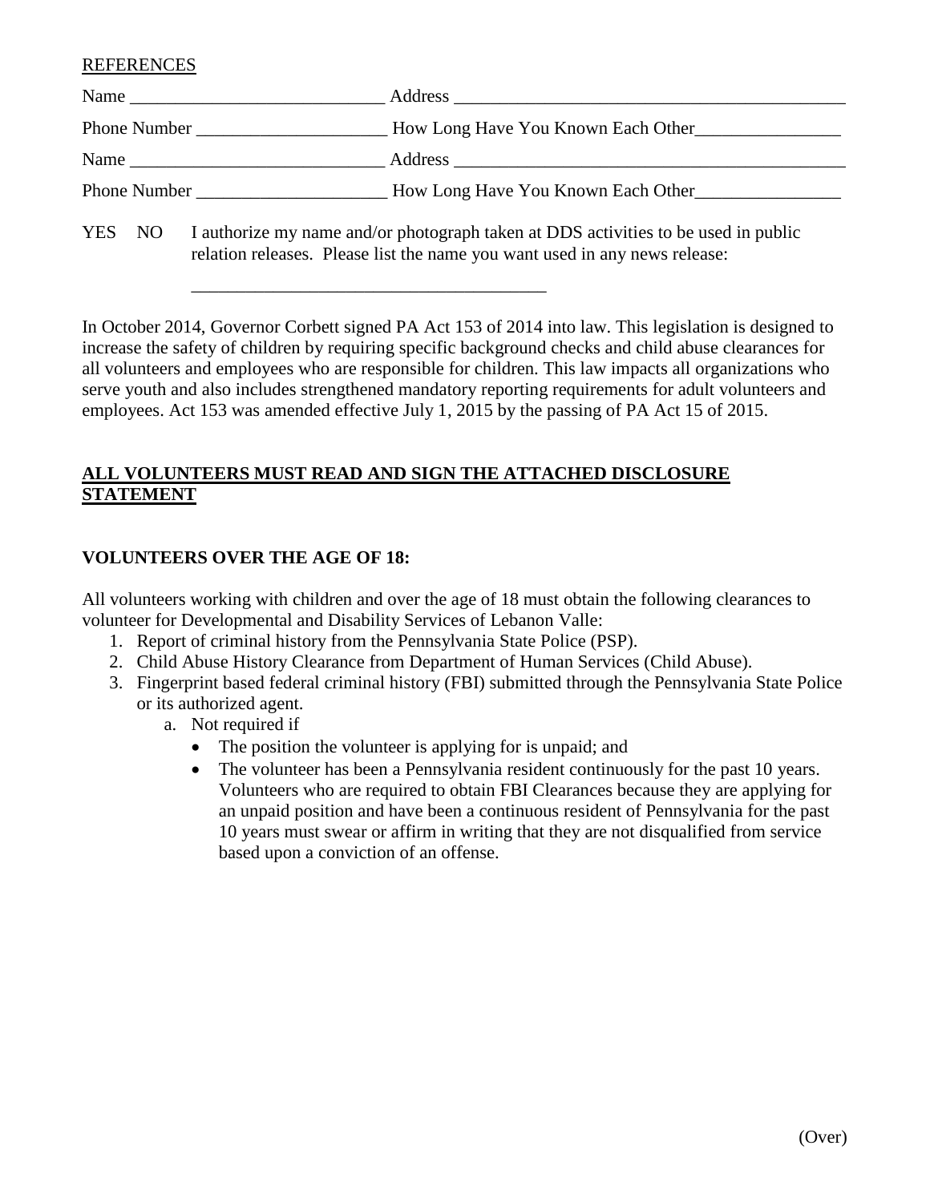REFERENCES

Name ____________________________ Address ____________________________________________

Phone Number _____________________ How Long Have You Known Each Other________________

Name ____________________________ Address ____________________________________________

Phone Number _____________________ How Long Have You Known Each Other________________

YES NO I authorize my name and/or photograph taken at DDS activities to be used in public relation releases. Please list the name you want used in any news release:

________________________________________

In October 2014, Governor Corbett signed PA Act 153 of 2014 into law. This legislation is designed to increase the safety of children by requiring specific background checks and child abuse clearances for all volunteers and employees who are responsible for children. This law impacts all organizations who serve youth and also includes strengthened mandatory reporting requirements for adult volunteers and employees. Act 153 was amended effective July 1, 2015 by the passing of PA Act 15 of 2015.

**ALL VOLUNTEERS MUST READ AND SIGN THE ATTACHED DISCLOSURE STATEMENT**

**VOLUNTEERS OVER THE AGE OF 18:**

All volunteers working with children and over the age of 18 must obtain the following clearances to volunteer for Developmental and Disability Services of Lebanon Valle:

1. Report of criminal history from the Pennsylvania State Police (PSP).
2. Child Abuse History Clearance from Department of Human Services (Child Abuse).
3. Fingerprint based federal criminal history (FBI) submitted through the Pennsylvania State Police or its authorized agent.
   a. Not required if
      - The position the volunteer is applying for is unpaid; and
      - The volunteer has been a Pennsylvania resident continuously for the past 10 years. Volunteers who are required to obtain FBI Clearances because they are applying for an unpaid position and have been a continuous resident of Pennsylvania for the past 10 years must swear or affirm in writing that they are not disqualified from service based upon a conviction of an offense.

(Over)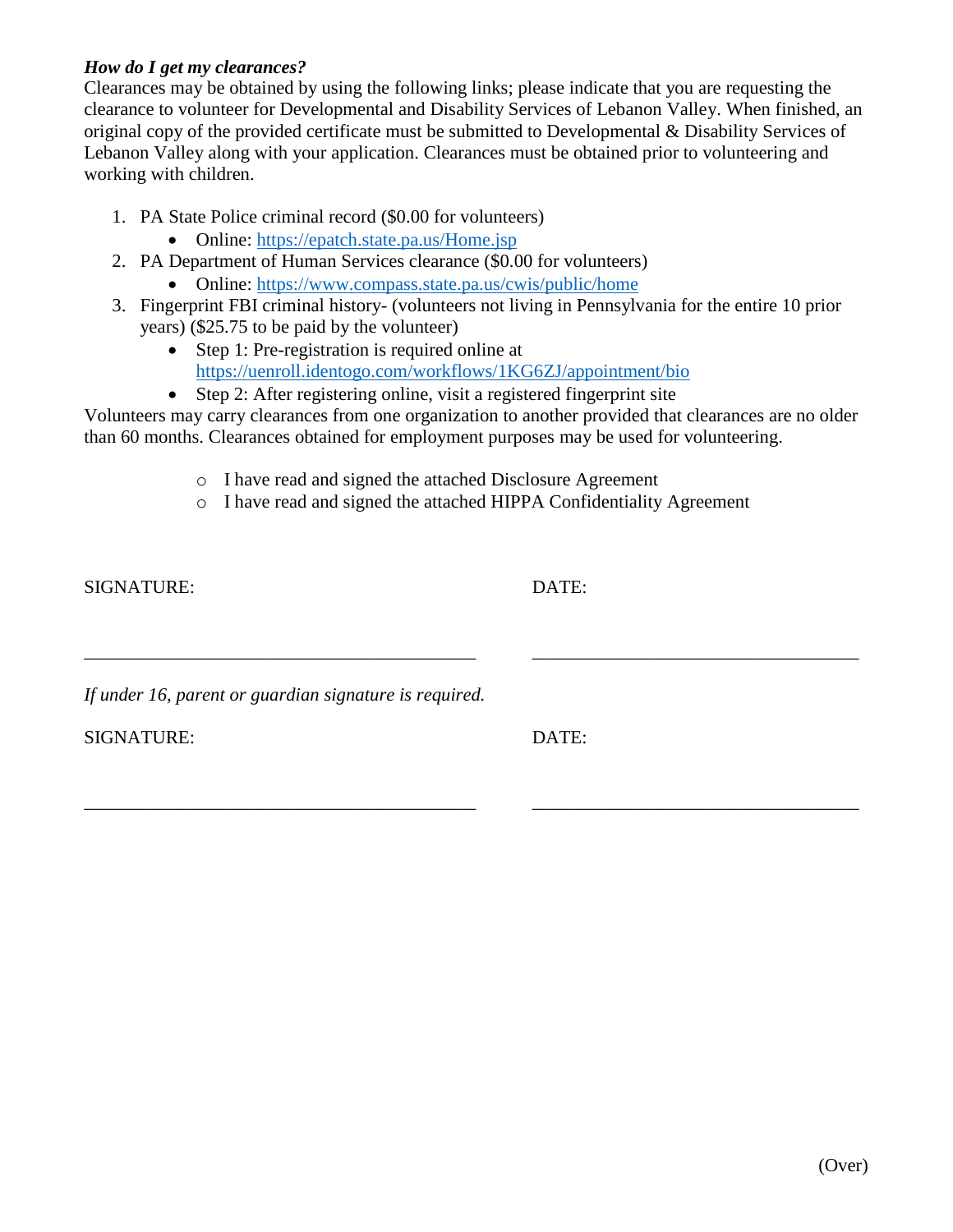***How do I get my clearances?***

Clearances may be obtained by using the following links; please indicate that you are requesting the clearance to volunteer for Developmental and Disability Services of Lebanon Valley. When finished, an original copy of the provided certificate must be submitted to Developmental & Disability Services of Lebanon Valley along with your application. Clearances must be obtained prior to volunteering and working with children.

1. PA State Police criminal record ($0.00 for volunteers)
   - Online: [https://epatch.state.pa.us/Home.jsp](https://epatch.state.pa.us/Home.jsp)
2. PA Department of Human Services clearance ($0.00 for volunteers)
   - Online: [https://www.compass.state.pa.us/cwis/public/home](https://www.compass.state.pa.us/cwis/public/home)
3. Fingerprint FBI criminal history- (volunteers not living in Pennsylvania for the entire 10 prior years) ($25.75 to be paid by the volunteer)
   - Step 1: Pre-registration is required online at [https://uenroll.identogo.com/workflows/1KG6ZJ/appointment/bio](https://uenroll.identogo.com/workflows/1KG6ZJ/appointment/bio)
   - Step 2: After registering online, visit a registered fingerprint site

Volunteers may carry clearances from one organization to another provided that clearances are no older than 60 months. Clearances obtained for employment purposes may be used for volunteering.

- ○ I have read and signed the attached Disclosure Agreement
- ○ I have read and signed the attached HIPPA Confidentiality Agreement

SIGNATURE: \_\_\_\_\_\_\_\_\_\_\_\_\_\_\_\_\_\_\_\_\_\_\_\_\_\_\_\_\_\_\_\_\_\_\_\_\_\_\_\_ DATE: \_\_\_\_\_\_\_\_\_\_\_\_\_\_\_\_\_\_\_\_\_\_\_\_\_\_\_\_\_\_\_\_

*If under 16, parent or guardian signature is required.*

SIGNATURE: \_\_\_\_\_\_\_\_\_\_\_\_\_\_\_\_\_\_\_\_\_\_\_\_\_\_\_\_\_\_\_\_\_\_\_\_\_\_\_\_ DATE: \_\_\_\_\_\_\_\_\_\_\_\_\_\_\_\_\_\_\_\_\_\_\_\_\_\_\_\_\_\_\_\_

(Over)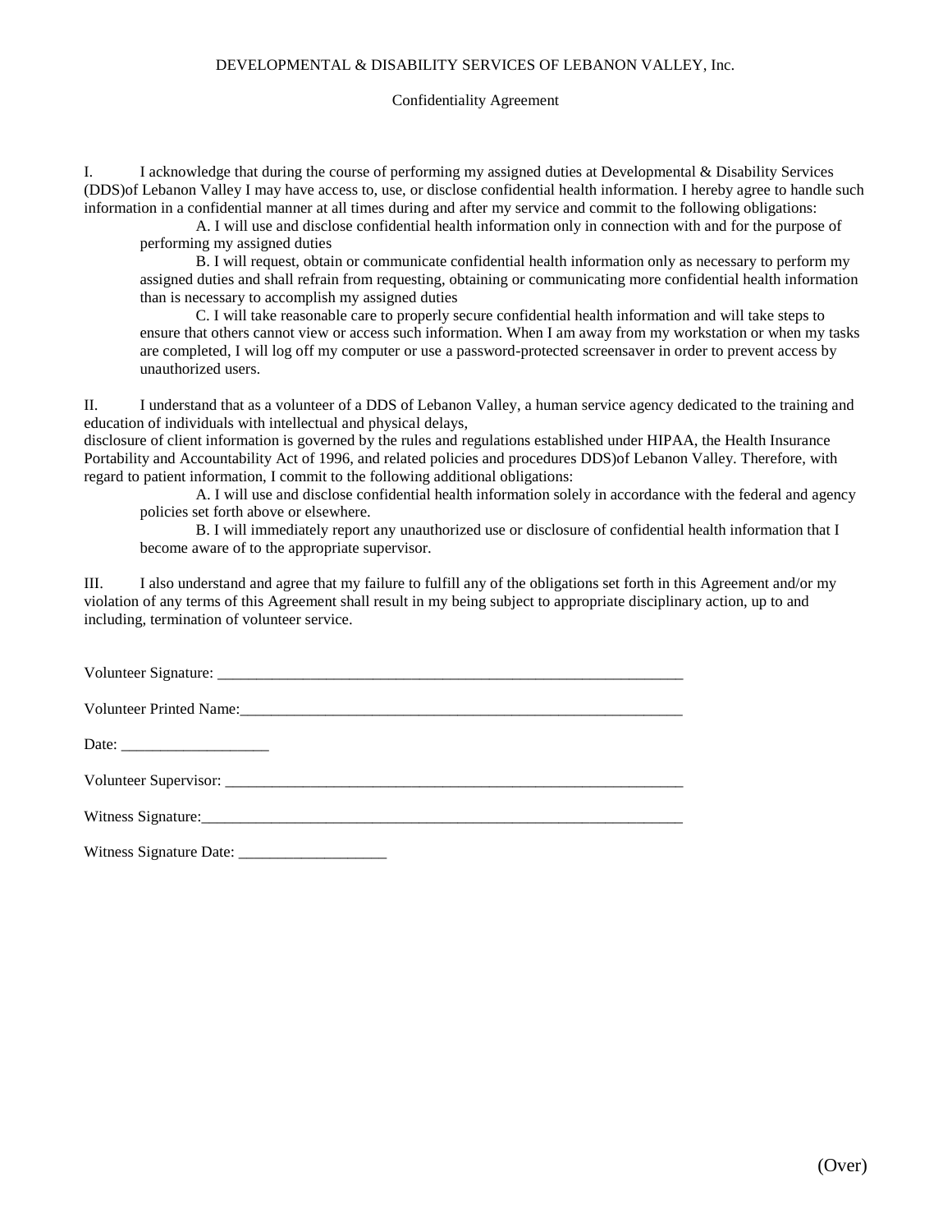DEVELOPMENTAL & DISABILITY SERVICES OF LEBANON VALLEY, Inc.

Confidentiality Agreement

I. I acknowledge that during the course of performing my assigned duties at Developmental & Disability Services (DDS)of Lebanon Valley I may have access to, use, or disclose confidential health information. I hereby agree to handle such information in a confidential manner at all times during and after my service and commit to the following obligations:

A. I will use and disclose confidential health information only in connection with and for the purpose of performing my assigned duties

B. I will request, obtain or communicate confidential health information only as necessary to perform my assigned duties and shall refrain from requesting, obtaining or communicating more confidential health information than is necessary to accomplish my assigned duties

C. I will take reasonable care to properly secure confidential health information and will take steps to ensure that others cannot view or access such information. When I am away from my workstation or when my tasks are completed, I will log off my computer or use a password-protected screensaver in order to prevent access by unauthorized users.

II. I understand that as a volunteer of a DDS of Lebanon Valley, a human service agency dedicated to the training and education of individuals with intellectual and physical delays,
disclosure of client information is governed by the rules and regulations established under HIPAA, the Health Insurance Portability and Accountability Act of 1996, and related policies and procedures DDS)of Lebanon Valley. Therefore, with regard to patient information, I commit to the following additional obligations:

A. I will use and disclose confidential health information solely in accordance with the federal and agency policies set forth above or elsewhere.

B. I will immediately report any unauthorized use or disclosure of confidential health information that I become aware of to the appropriate supervisor.

III. I also understand and agree that my failure to fulfill any of the obligations set forth in this Agreement and/or my violation of any terms of this Agreement shall result in my being subject to appropriate disciplinary action, up to and including, termination of volunteer service.

Volunteer Signature: _______________________________________________________________

Volunteer Printed Name:_____________________________________________________________

Date: ___________________

Volunteer Supervisor: _______________________________________________________________

Witness Signature:_________________________________________________________________

Witness Signature Date: ___________________

(Over)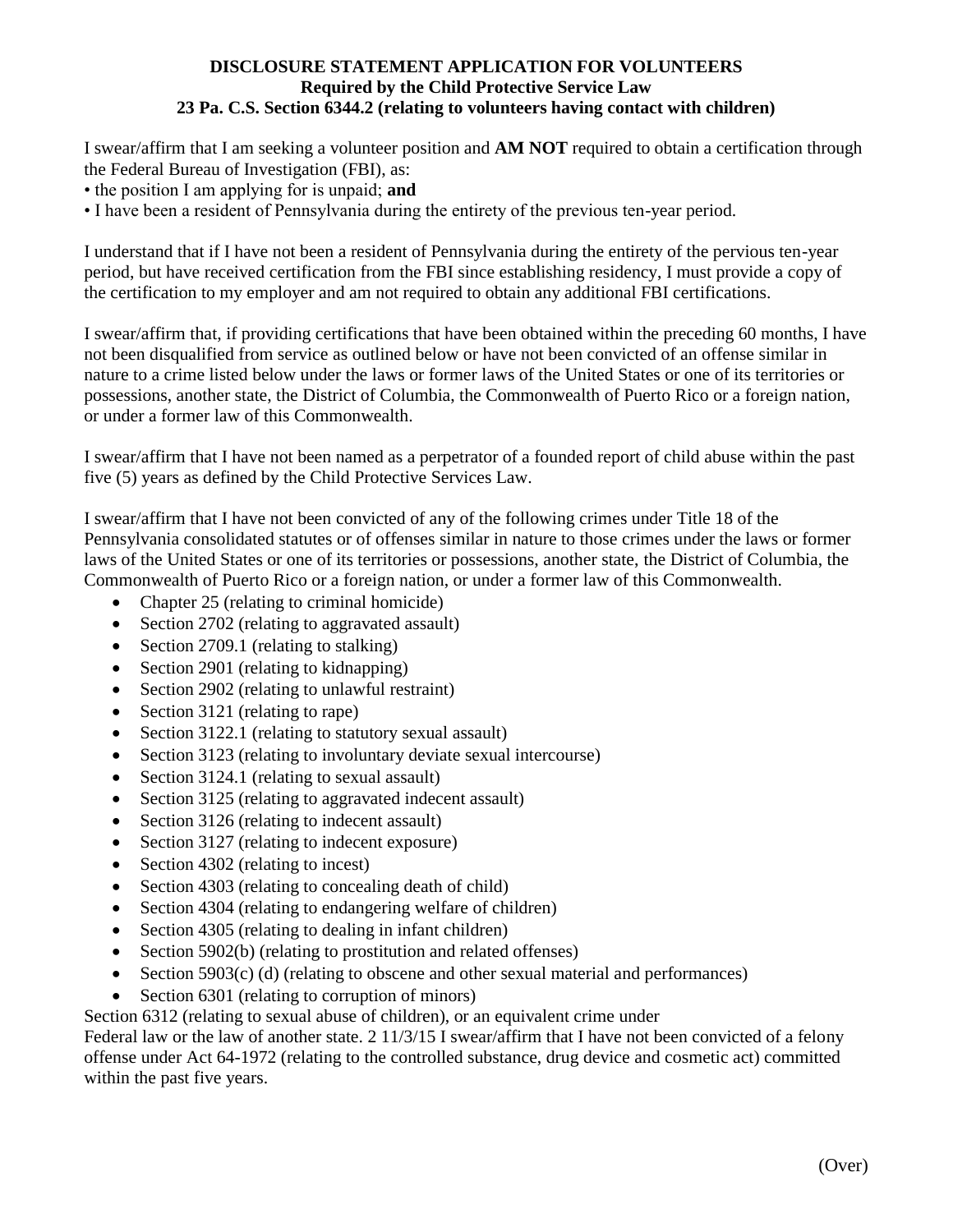**DISCLOSURE STATEMENT APPLICATION FOR VOLUNTEERS**
**Required by the Child Protective Service Law**
**23 Pa. C.S. Section 6344.2 (relating to volunteers having contact with children)**

I swear/affirm that I am seeking a volunteer position and **AM NOT** required to obtain a certification through the Federal Bureau of Investigation (FBI), as:

- the position I am applying for is unpaid; **and**
- I have been a resident of Pennsylvania during the entirety of the previous ten-year period.

I understand that if I have not been a resident of Pennsylvania during the entirety of the pervious ten-year period, but have received certification from the FBI since establishing residency, I must provide a copy of the certification to my employer and am not required to obtain any additional FBI certifications.

I swear/affirm that, if providing certifications that have been obtained within the preceding 60 months, I have not been disqualified from service as outlined below or have not been convicted of an offense similar in nature to a crime listed below under the laws or former laws of the United States or one of its territories or possessions, another state, the District of Columbia, the Commonwealth of Puerto Rico or a foreign nation, or under a former law of this Commonwealth.

I swear/affirm that I have not been named as a perpetrator of a founded report of child abuse within the past five (5) years as defined by the Child Protective Services Law.

I swear/affirm that I have not been convicted of any of the following crimes under Title 18 of the Pennsylvania consolidated statutes or of offenses similar in nature to those crimes under the laws or former laws of the United States or one of its territories or possessions, another state, the District of Columbia, the Commonwealth of Puerto Rico or a foreign nation, or under a former law of this Commonwealth.

- Chapter 25 (relating to criminal homicide)
- Section 2702 (relating to aggravated assault)
- Section 2709.1 (relating to stalking)
- Section 2901 (relating to kidnapping)
- Section 2902 (relating to unlawful restraint)
- Section 3121 (relating to rape)
- Section 3122.1 (relating to statutory sexual assault)
- Section 3123 (relating to involuntary deviate sexual intercourse)
- Section 3124.1 (relating to sexual assault)
- Section 3125 (relating to aggravated indecent assault)
- Section 3126 (relating to indecent assault)
- Section 3127 (relating to indecent exposure)
- Section 4302 (relating to incest)
- Section 4303 (relating to concealing death of child)
- Section 4304 (relating to endangering welfare of children)
- Section 4305 (relating to dealing in infant children)
- Section 5902(b) (relating to prostitution and related offenses)
- Section 5903(c) (d) (relating to obscene and other sexual material and performances)
- Section 6301 (relating to corruption of minors)

Section 6312 (relating to sexual abuse of children), or an equivalent crime under Federal law or the law of another state. 2 11/3/15 I swear/affirm that I have not been convicted of a felony offense under Act 64-1972 (relating to the controlled substance, drug device and cosmetic act) committed within the past five years.

(Over)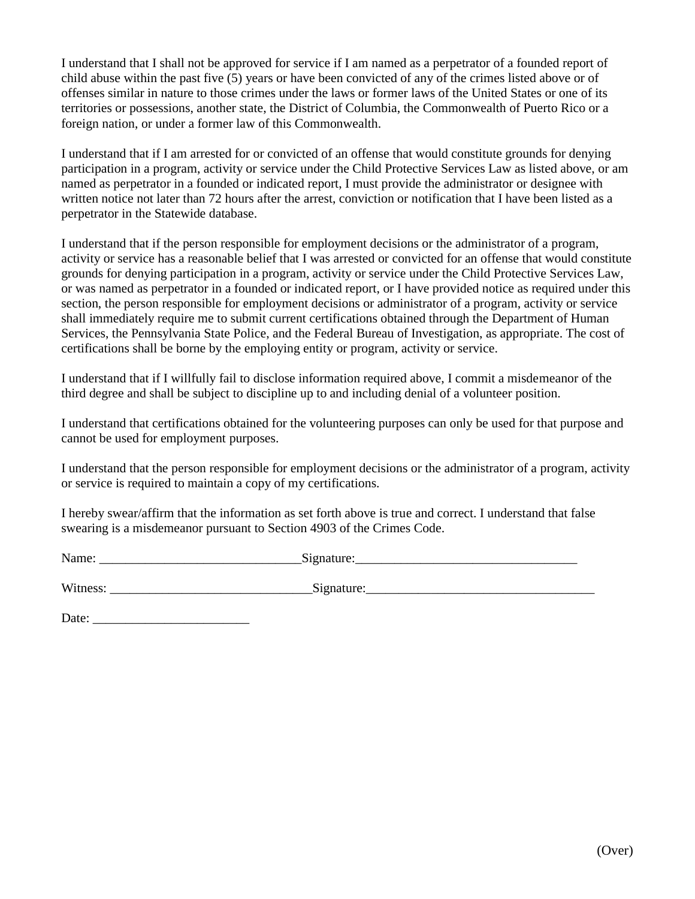I understand that I shall not be approved for service if I am named as a perpetrator of a founded report of child abuse within the past five (5) years or have been convicted of any of the crimes listed above or of offenses similar in nature to those crimes under the laws or former laws of the United States or one of its territories or possessions, another state, the District of Columbia, the Commonwealth of Puerto Rico or a foreign nation, or under a former law of this Commonwealth.

I understand that if I am arrested for or convicted of an offense that would constitute grounds for denying participation in a program, activity or service under the Child Protective Services Law as listed above, or am named as perpetrator in a founded or indicated report, I must provide the administrator or designee with written notice not later than 72 hours after the arrest, conviction or notification that I have been listed as a perpetrator in the Statewide database.

I understand that if the person responsible for employment decisions or the administrator of a program, activity or service has a reasonable belief that I was arrested or convicted for an offense that would constitute grounds for denying participation in a program, activity or service under the Child Protective Services Law, or was named as perpetrator in a founded or indicated report, or I have provided notice as required under this section, the person responsible for employment decisions or administrator of a program, activity or service shall immediately require me to submit current certifications obtained through the Department of Human Services, the Pennsylvania State Police, and the Federal Bureau of Investigation, as appropriate. The cost of certifications shall be borne by the employing entity or program, activity or service.

I understand that if I willfully fail to disclose information required above, I commit a misdemeanor of the third degree and shall be subject to discipline up to and including denial of a volunteer position.

I understand that certifications obtained for the volunteering purposes can only be used for that purpose and cannot be used for employment purposes.

I understand that the person responsible for employment decisions or the administrator of a program, activity or service is required to maintain a copy of my certifications.

I hereby swear/affirm that the information as set forth above is true and correct. I understand that false swearing is a misdemeanor pursuant to Section 4903 of the Crimes Code.

Name: _______________________________Signature:_________________________________

Witness: _______________________________Signature:___________________________________

Date: ________________________

(Over)